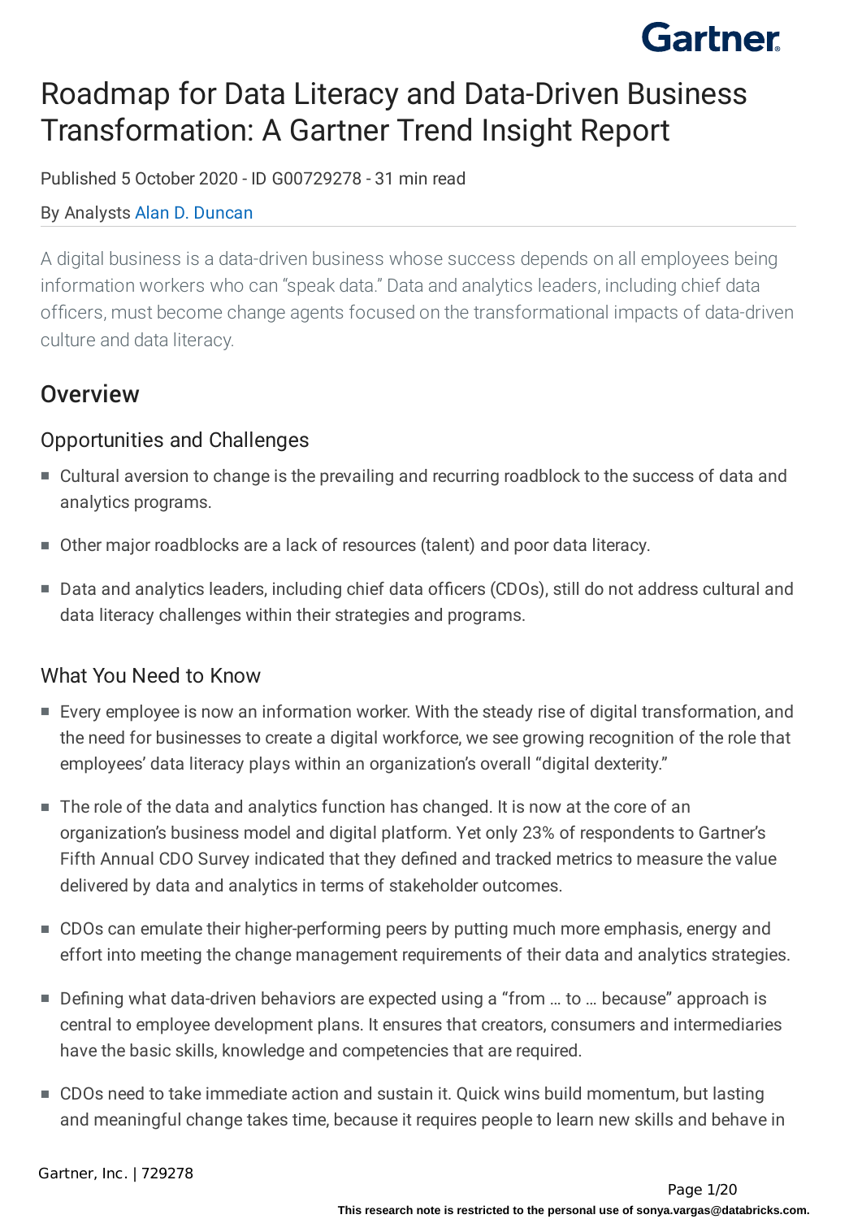# Roadmap for Data Literacy and Data-Driven Business Transformation: A Gartner Trend Insight Report

Published 5 October 2020 - ID G00729278 - 31 min read

By Analysts Alan D. Duncan

A digital business is a data-driven business whose success depends on all employees being information workers who can "speak data." Data and analytics leaders, including chief data officers, must become change agents focused on the transformational impacts of data-driven culture and data literacy.

## Overview

### Opportunities and Challenges

- Cultural aversion to change is the prevailing and recurring roadblock to the success of data and analytics programs.
- Other major roadblocks are a lack of resources (talent) and poor data literacy.
- Data and analytics leaders, including chief data officers (CDOs), still do not address cultural and data literacy challenges within their strategies and programs.

### What You Need to Know

- Every employee is now an information worker. With the steady rise of digital transformation, and the need for businesses to create a digital workforce, we see growing recognition of the role that employees' data literacy plays within an organization's overall "digital dexterity."
- The role of the data and analytics function has changed. It is now at the core of an organization's business model and digital platform. Yet only 23% of respondents to Gartner's Fifth Annual CDO Survey indicated that they defined and tracked metrics to measure the value delivered by data and analytics in terms of stakeholder outcomes.
- CDOs can emulate their higher-performing peers by putting much more emphasis, energy and effort into meeting the change management requirements of their data and analytics strategies.
- Defining what data-driven behaviors are expected using a "from ... to ... because" approach is central to employee development plans. It ensures that creators, consumers and intermediaries have the basic skills, knowledge and competencies that are required.
- CDOs need to take immediate action and sustain it. Quick wins build momentum, but lasting and meaningful change takes time, because it requires people to learn new skills and behave in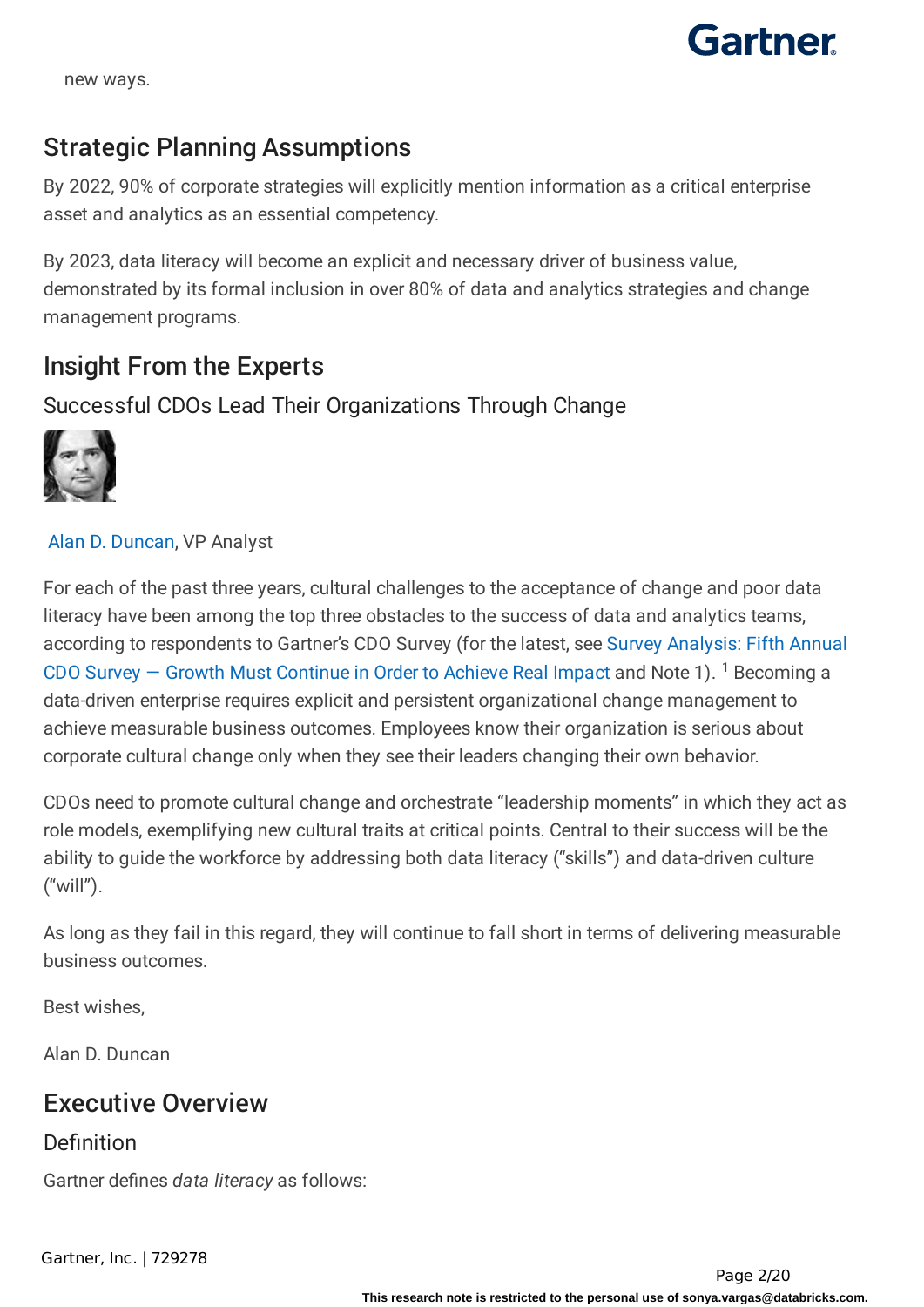new ways.

## Strategic Planning Assumptions

By 2022, 90% of corporate strategies will explicitly mention information as a critical enterprise asset and analytics as an essential competency.

By 2023, data literacy will become an explicit and necessary driver of business value, demonstrated by its formal inclusion in over 80% of data and analytics strategies and change management programs.

## Insight From the Experts

### Successful CDOs Lead Their Organizations Through Change

Alan D. Duncan, VP Analyst

For each of the past three years, cultural challenges to the acceptance of change and poor data literacy have been among the top three obstacles to the success of data and analytics teams, according to respondents to Gartner's CDO Survey (for the latest, see Survey Analysis: Fifth Annual CDO Survey — Growth Must Continue in Order to Achieve Real Impact and Note 1). [1] Becoming a data-driven enterprise requires explicit and persistent organizational change management to achieve measurable business outcomes. Employees know their organization is serious about corporate cultural change only when they see their leaders changing their own behavior.

CDOs need to promote cultural change and orchestrate "leadership moments" in which they act as role models, exemplifying new cultural traits at critical points. Central to their success will be the ability to guide the workforce by addressing both data literacy ("skills") and data-driven culture ("will").

As long as they fail in this regard, they will continue to fall short in terms of delivering measurable business outcomes.

Best wishes,

Alan D. Duncan

## Executive Overview

### Definition

Gartner defines *data literacy* as follows: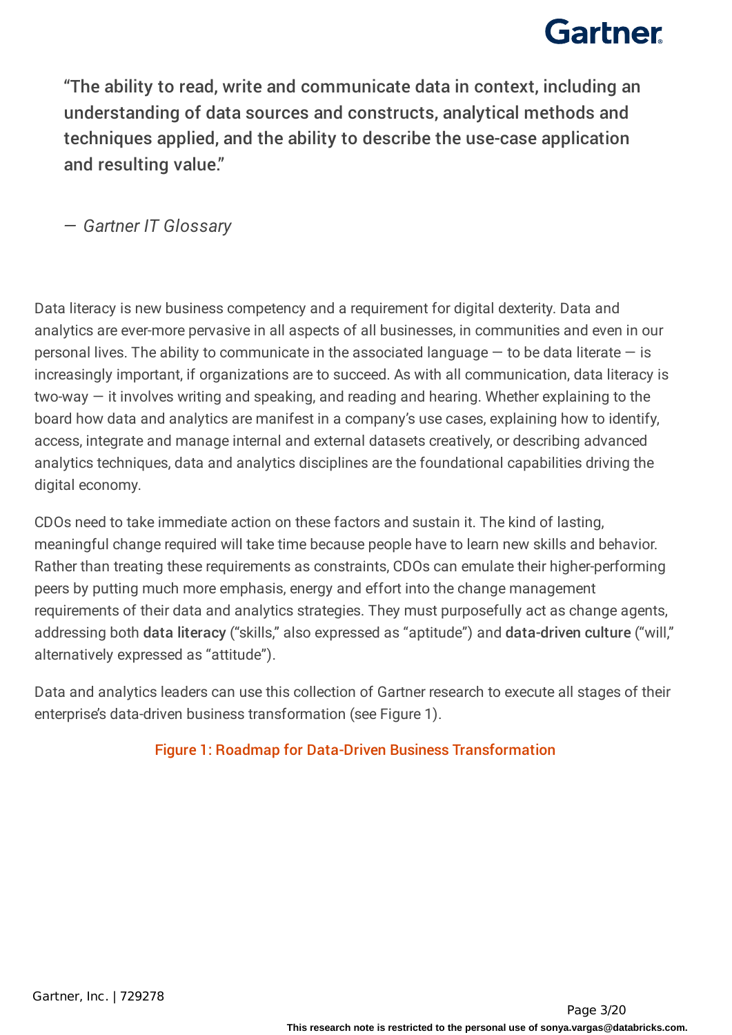> “The ability to read, write and communicate data in context, including an understanding of data sources and constructs, analytical methods and techniques applied, and the ability to describe the use-case application and resulting value.”
>
> — *Gartner IT Glossary*

Data literacy is new business competency and a requirement for digital dexterity. Data and analytics are ever-more pervasive in all aspects of all businesses, in communities and even in our personal lives. The ability to communicate in the associated language — to be data literate — is increasingly important, if organizations are to succeed. As with all communication, data literacy is two-way — it involves writing and speaking, and reading and hearing. Whether explaining to the board how data and analytics are manifest in a company’s use cases, explaining how to identify, access, integrate and manage internal and external datasets creatively, or describing advanced analytics techniques, data and analytics disciplines are the foundational capabilities driving the digital economy.

CDOs need to take immediate action on these factors and sustain it. The kind of lasting, meaningful change required will take time because people have to learn new skills and behavior. Rather than treating these requirements as constraints, CDOs can emulate their higher-performing peers by putting much more emphasis, energy and effort into the change management requirements of their data and analytics strategies. They must purposefully act as change agents, addressing both data literacy (“skills,” also expressed as “aptitude”) and data-driven culture (“will,” alternatively expressed as “attitude”).

Data and analytics leaders can use this collection of Gartner research to execute all stages of their enterprise’s data-driven business transformation (see Figure 1).

Figure 1: Roadmap for Data-Driven Business Transformation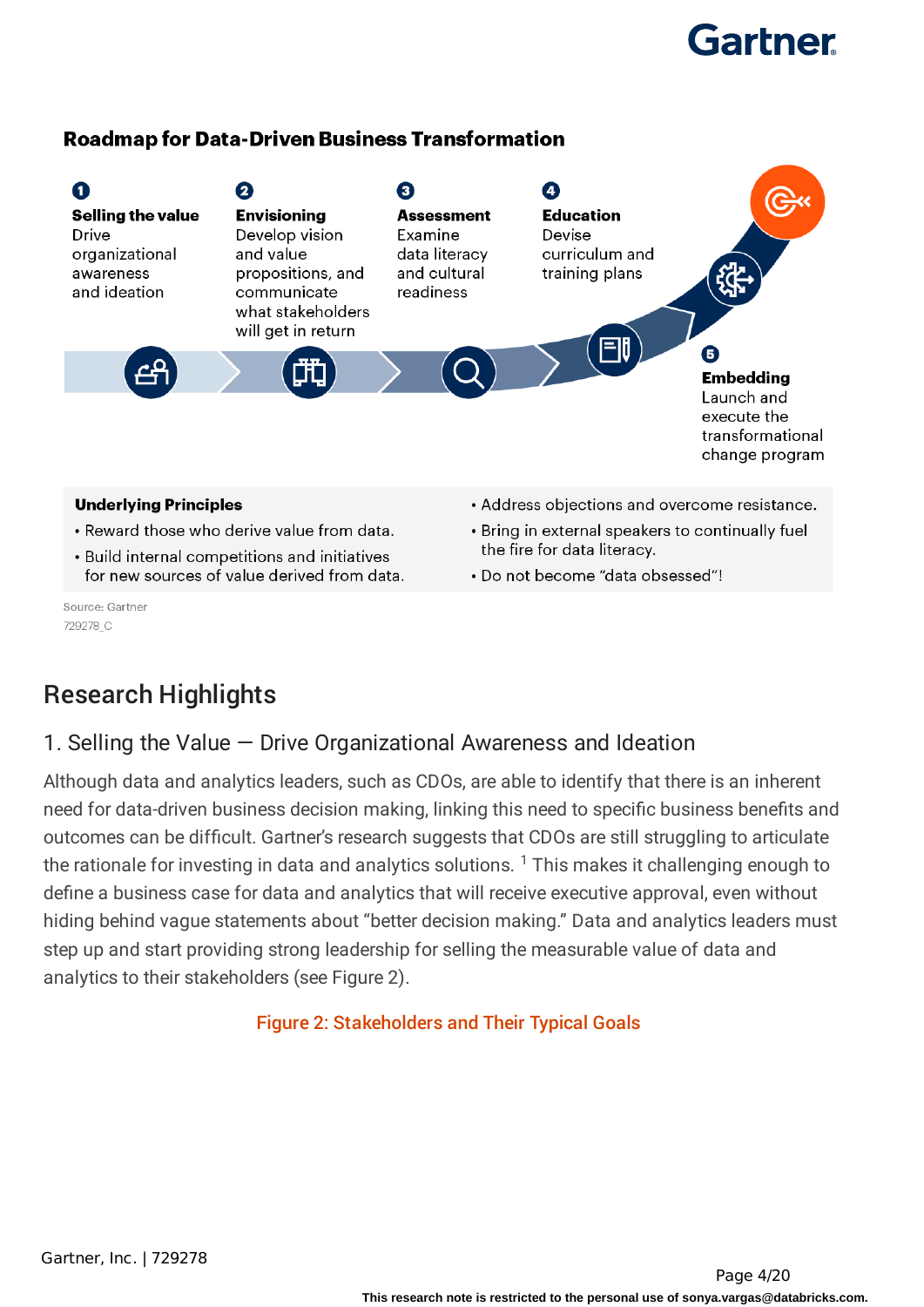### Roadmap for Data-Driven Business Transformation

**1. Selling the value**
Drive organizational awareness and ideation

**2. Envisioning**
Develop vision and value propositions, and communicate what stakeholders will get in return

**3. Assessment**
Examine data literacy and cultural readiness

**4. Education**
Devise curriculum and training plans

**5. Embedding**
Launch and execute the transformational change program

**Underlying Principles**

- Reward those who derive value from data.
- Build internal competitions and initiatives for new sources of value derived from data.
- Address objections and overcome resistance.
- Bring in external speakers to continually fuel the fire for data literacy.
- Do not become "data obsessed"!

Source: Gartner
729278_C

## Research Highlights

### 1. Selling the Value — Drive Organizational Awareness and Ideation

Although data and analytics leaders, such as CDOs, are able to identify that there is an inherent need for data-driven business decision making, linking this need to specific business benefits and outcomes can be difficult. Gartner's research suggests that CDOs are still struggling to articulate the rationale for investing in data and analytics solutions. [1] This makes it challenging enough to define a business case for data and analytics that will receive executive approval, even without hiding behind vague statements about "better decision making." Data and analytics leaders must step up and start providing strong leadership for selling the measurable value of data and analytics to their stakeholders (see Figure 2).

Figure 2: Stakeholders and Their Typical Goals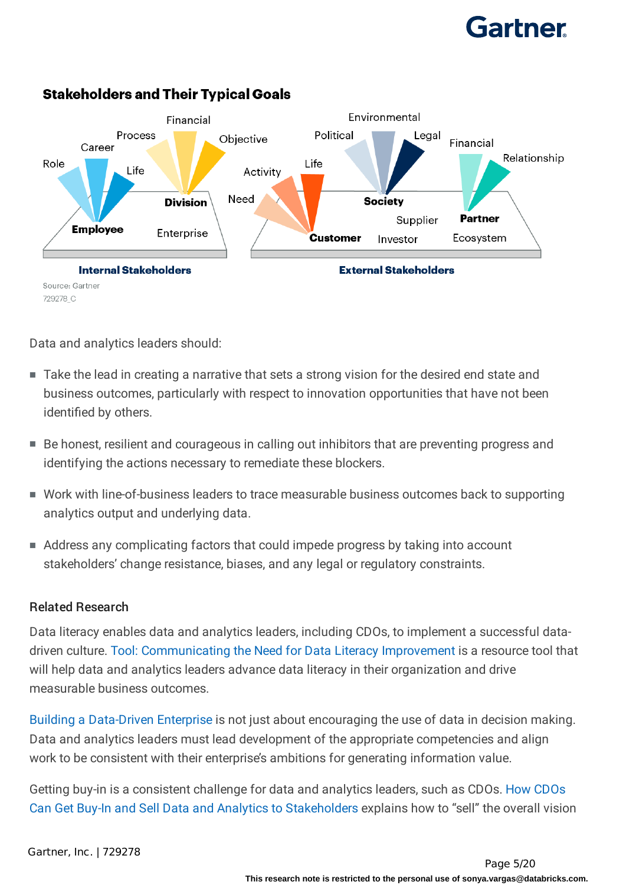### Stakeholders and Their Typical Goals

Role
Career
Process
Financial
Objective
Life
Division
Employee
Enterprise

**Internal Stakeholders**

Activity
Need
Life
Customer
Political
Environmental
Legal
Society
Supplier
Investor
Financial
Relationship
Partner
Ecosystem

**External Stakeholders**

Source: Gartner
729278_C

Data and analytics leaders should:

- Take the lead in creating a narrative that sets a strong vision for the desired end state and business outcomes, particularly with respect to innovation opportunities that have not been identified by others.
- Be honest, resilient and courageous in calling out inhibitors that are preventing progress and identifying the actions necessary to remediate these blockers.
- Work with line-of-business leaders to trace measurable business outcomes back to supporting analytics output and underlying data.
- Address any complicating factors that could impede progress by taking into account stakeholders' change resistance, biases, and any legal or regulatory constraints.

#### Related Research

Data literacy enables data and analytics leaders, including CDOs, to implement a successful data-driven culture. Tool: Communicating the Need for Data Literacy Improvement is a resource tool that will help data and analytics leaders advance data literacy in their organization and drive measurable business outcomes.

Building a Data-Driven Enterprise is not just about encouraging the use of data in decision making. Data and analytics leaders must lead development of the appropriate competencies and align work to be consistent with their enterprise's ambitions for generating information value.

Getting buy-in is a consistent challenge for data and analytics leaders, such as CDOs. How CDOs Can Get Buy-In and Sell Data and Analytics to Stakeholders explains how to "sell" the overall vision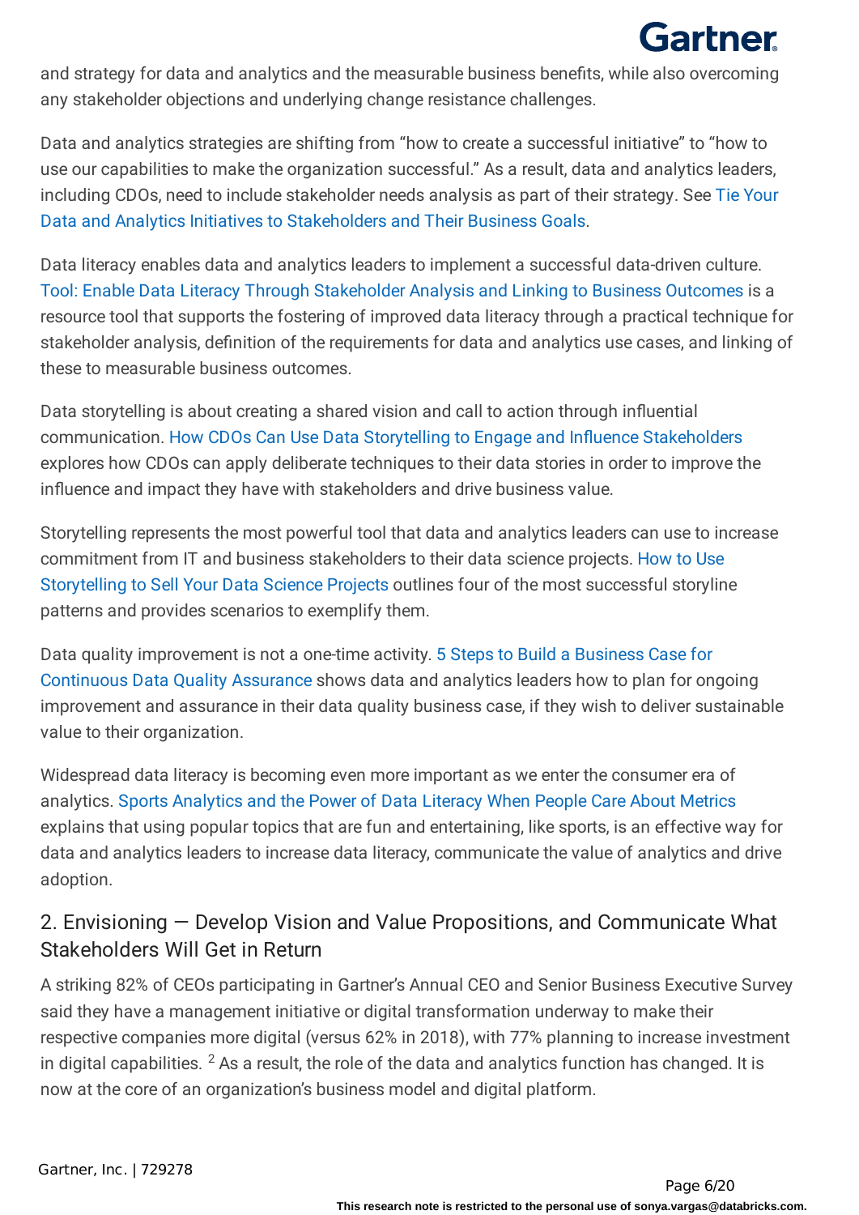and strategy for data and analytics and the measurable business benefits, while also overcoming any stakeholder objections and underlying change resistance challenges.

Data and analytics strategies are shifting from "how to create a successful initiative" to "how to use our capabilities to make the organization successful." As a result, data and analytics leaders, including CDOs, need to include stakeholder needs analysis as part of their strategy. See Tie Your Data and Analytics Initiatives to Stakeholders and Their Business Goals.

Data literacy enables data and analytics leaders to implement a successful data-driven culture. Tool: Enable Data Literacy Through Stakeholder Analysis and Linking to Business Outcomes is a resource tool that supports the fostering of improved data literacy through a practical technique for stakeholder analysis, definition of the requirements for data and analytics use cases, and linking of these to measurable business outcomes.

Data storytelling is about creating a shared vision and call to action through influential communication. How CDOs Can Use Data Storytelling to Engage and Influence Stakeholders explores how CDOs can apply deliberate techniques to their data stories in order to improve the influence and impact they have with stakeholders and drive business value.

Storytelling represents the most powerful tool that data and analytics leaders can use to increase commitment from IT and business stakeholders to their data science projects. How to Use Storytelling to Sell Your Data Science Projects outlines four of the most successful storyline patterns and provides scenarios to exemplify them.

Data quality improvement is not a one-time activity. 5 Steps to Build a Business Case for Continuous Data Quality Assurance shows data and analytics leaders how to plan for ongoing improvement and assurance in their data quality business case, if they wish to deliver sustainable value to their organization.

Widespread data literacy is becoming even more important as we enter the consumer era of analytics. Sports Analytics and the Power of Data Literacy When People Care About Metrics explains that using popular topics that are fun and entertaining, like sports, is an effective way for data and analytics leaders to increase data literacy, communicate the value of analytics and drive adoption.

## 2. Envisioning — Develop Vision and Value Propositions, and Communicate What Stakeholders Will Get in Return

A striking 82% of CEOs participating in Gartner's Annual CEO and Senior Business Executive Survey said they have a management initiative or digital transformation underway to make their respective companies more digital (versus 62% in 2018), with 77% planning to increase investment in digital capabilities. [2] As a result, the role of the data and analytics function has changed. It is now at the core of an organization's business model and digital platform.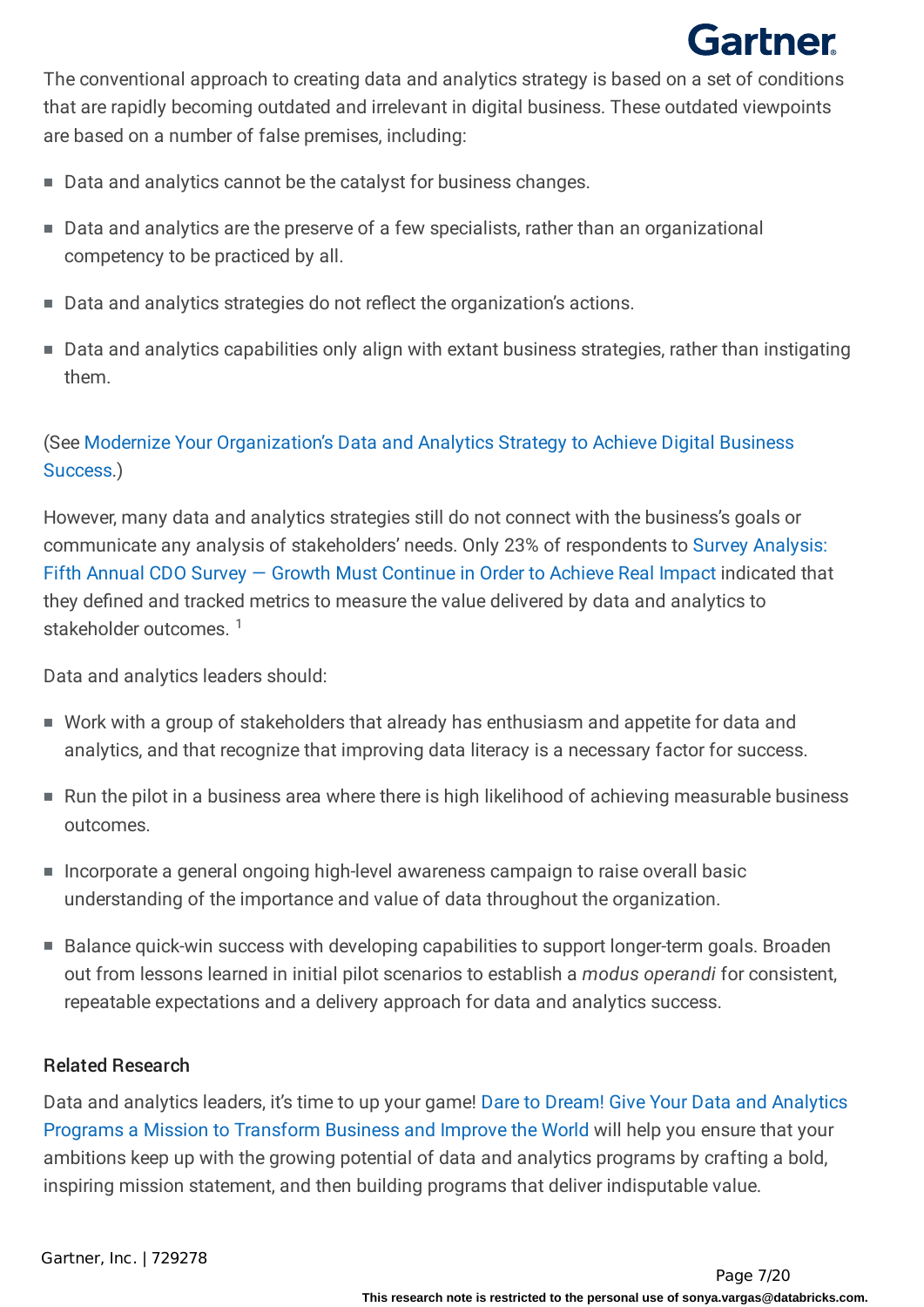The conventional approach to creating data and analytics strategy is based on a set of conditions that are rapidly becoming outdated and irrelevant in digital business. These outdated viewpoints are based on a number of false premises, including:

- Data and analytics cannot be the catalyst for business changes.
- Data and analytics are the preserve of a few specialists, rather than an organizational competency to be practiced by all.
- Data and analytics strategies do not reflect the organization's actions.
- Data and analytics capabilities only align with extant business strategies, rather than instigating them.

(See Modernize Your Organization's Data and Analytics Strategy to Achieve Digital Business Success.)

However, many data and analytics strategies still do not connect with the business's goals or communicate any analysis of stakeholders' needs. Only 23% of respondents to Survey Analysis: Fifth Annual CDO Survey — Growth Must Continue in Order to Achieve Real Impact indicated that they defined and tracked metrics to measure the value delivered by data and analytics to stakeholder outcomes. [1]

Data and analytics leaders should:

- Work with a group of stakeholders that already has enthusiasm and appetite for data and analytics, and that recognize that improving data literacy is a necessary factor for success.
- Run the pilot in a business area where there is high likelihood of achieving measurable business outcomes.
- Incorporate a general ongoing high-level awareness campaign to raise overall basic understanding of the importance and value of data throughout the organization.
- Balance quick-win success with developing capabilities to support longer-term goals. Broaden out from lessons learned in initial pilot scenarios to establish a *modus operandi* for consistent, repeatable expectations and a delivery approach for data and analytics success.

### Related Research

Data and analytics leaders, it's time to up your game! Dare to Dream! Give Your Data and Analytics Programs a Mission to Transform Business and Improve the World will help you ensure that your ambitions keep up with the growing potential of data and analytics programs by crafting a bold, inspiring mission statement, and then building programs that deliver indisputable value.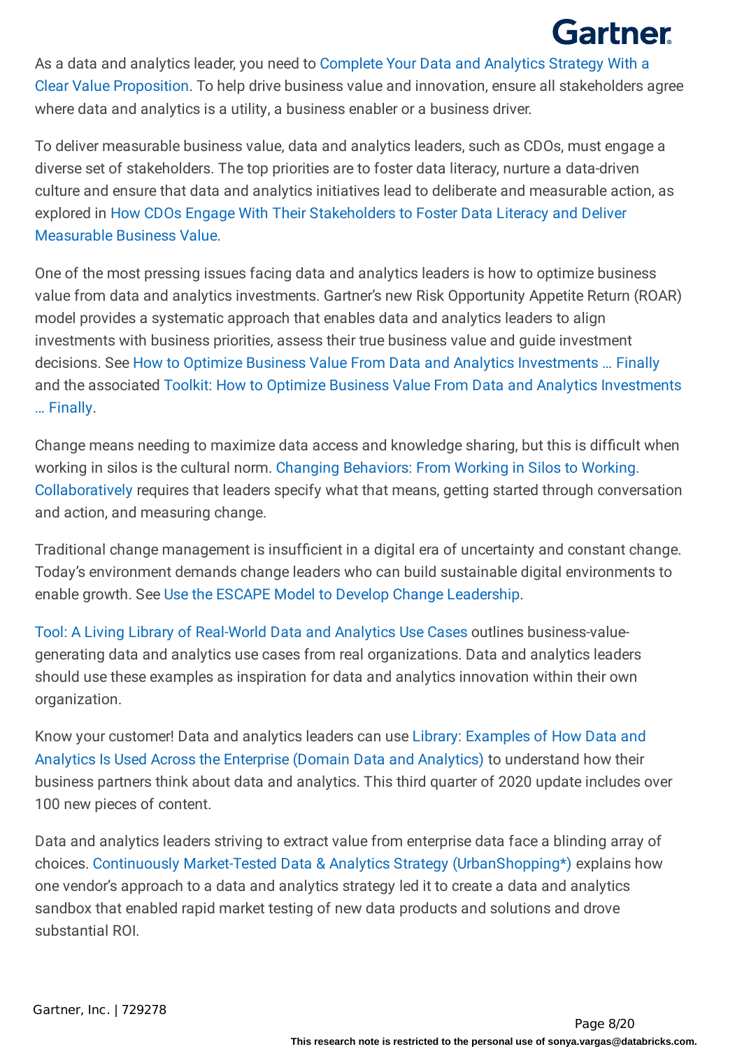As a data and analytics leader, you need to Complete Your Data and Analytics Strategy With a Clear Value Proposition. To help drive business value and innovation, ensure all stakeholders agree where data and analytics is a utility, a business enabler or a business driver.

To deliver measurable business value, data and analytics leaders, such as CDOs, must engage a diverse set of stakeholders. The top priorities are to foster data literacy, nurture a data-driven culture and ensure that data and analytics initiatives lead to deliberate and measurable action, as explored in How CDOs Engage With Their Stakeholders to Foster Data Literacy and Deliver Measurable Business Value.

One of the most pressing issues facing data and analytics leaders is how to optimize business value from data and analytics investments. Gartner's new Risk Opportunity Appetite Return (ROAR) model provides a systematic approach that enables data and analytics leaders to align investments with business priorities, assess their true business value and guide investment decisions. See How to Optimize Business Value From Data and Analytics Investments … Finally and the associated Toolkit: How to Optimize Business Value From Data and Analytics Investments … Finally.

Change means needing to maximize data access and knowledge sharing, but this is difficult when working in silos is the cultural norm. Changing Behaviors: From Working in Silos to Working. Collaboratively requires that leaders specify what that means, getting started through conversation and action, and measuring change.

Traditional change management is insufficient in a digital era of uncertainty and constant change. Today's environment demands change leaders who can build sustainable digital environments to enable growth. See Use the ESCAPE Model to Develop Change Leadership.

Tool: A Living Library of Real-World Data and Analytics Use Cases outlines business-value-generating data and analytics use cases from real organizations. Data and analytics leaders should use these examples as inspiration for data and analytics innovation within their own organization.

Know your customer! Data and analytics leaders can use Library: Examples of How Data and Analytics Is Used Across the Enterprise (Domain Data and Analytics) to understand how their business partners think about data and analytics. This third quarter of 2020 update includes over 100 new pieces of content.

Data and analytics leaders striving to extract value from enterprise data face a blinding array of choices. Continuously Market-Tested Data & Analytics Strategy (UrbanShopping*) explains how one vendor's approach to a data and analytics strategy led it to create a data and analytics sandbox that enabled rapid market testing of new data products and solutions and drove substantial ROI.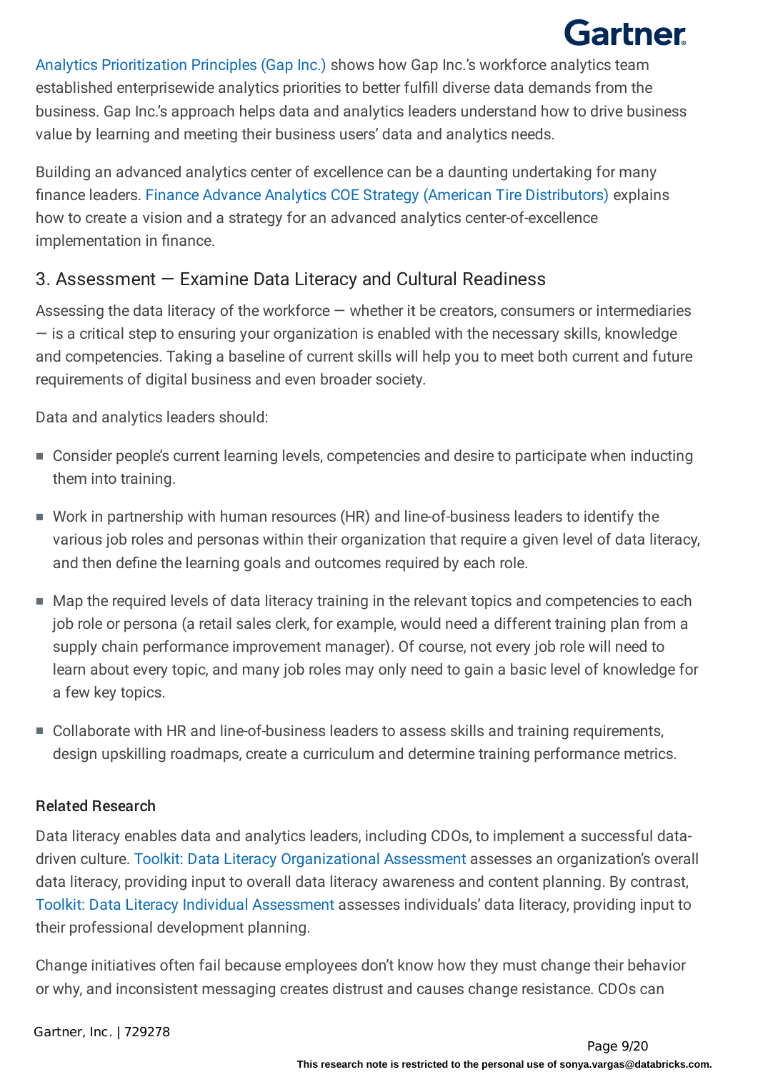Analytics Prioritization Principles (Gap Inc.) shows how Gap Inc.'s workforce analytics team established enterprisewide analytics priorities to better fulfill diverse data demands from the business. Gap Inc.'s approach helps data and analytics leaders understand how to drive business value by learning and meeting their business users' data and analytics needs.

Building an advanced analytics center of excellence can be a daunting undertaking for many finance leaders. Finance Advance Analytics COE Strategy (American Tire Distributors) explains how to create a vision and a strategy for an advanced analytics center-of-excellence implementation in finance.

## 3. Assessment — Examine Data Literacy and Cultural Readiness

Assessing the data literacy of the workforce — whether it be creators, consumers or intermediaries — is a critical step to ensuring your organization is enabled with the necessary skills, knowledge and competencies. Taking a baseline of current skills will help you to meet both current and future requirements of digital business and even broader society.

Data and analytics leaders should:

- Consider people's current learning levels, competencies and desire to participate when inducting them into training.
- Work in partnership with human resources (HR) and line-of-business leaders to identify the various job roles and personas within their organization that require a given level of data literacy, and then define the learning goals and outcomes required by each role.
- Map the required levels of data literacy training in the relevant topics and competencies to each job role or persona (a retail sales clerk, for example, would need a different training plan from a supply chain performance improvement manager). Of course, not every job role will need to learn about every topic, and many job roles may only need to gain a basic level of knowledge for a few key topics.
- Collaborate with HR and line-of-business leaders to assess skills and training requirements, design upskilling roadmaps, create a curriculum and determine training performance metrics.

### Related Research

Data literacy enables data and analytics leaders, including CDOs, to implement a successful data-driven culture. Toolkit: Data Literacy Organizational Assessment assesses an organization's overall data literacy, providing input to overall data literacy awareness and content planning. By contrast, Toolkit: Data Literacy Individual Assessment assesses individuals' data literacy, providing input to their professional development planning.

Change initiatives often fail because employees don't know how they must change their behavior or why, and inconsistent messaging creates distrust and causes change resistance. CDOs can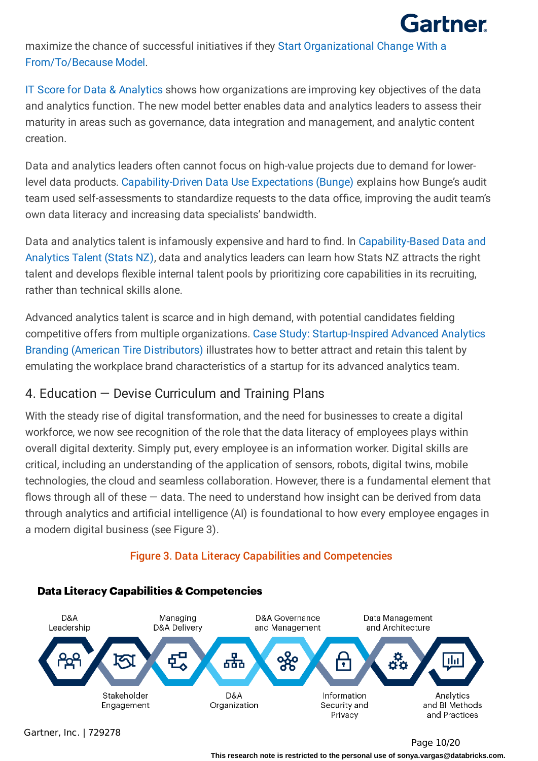maximize the chance of successful initiatives if they Start Organizational Change With a From/To/Because Model.

IT Score for Data & Analytics shows how organizations are improving key objectives of the data and analytics function. The new model better enables data and analytics leaders to assess their maturity in areas such as governance, data integration and management, and analytic content creation.

Data and analytics leaders often cannot focus on high-value projects due to demand for lower-level data products. Capability-Driven Data Use Expectations (Bunge) explains how Bunge's audit team used self-assessments to standardize requests to the data office, improving the audit team's own data literacy and increasing data specialists' bandwidth.

Data and analytics talent is infamously expensive and hard to find. In Capability-Based Data and Analytics Talent (Stats NZ), data and analytics leaders can learn how Stats NZ attracts the right talent and develops flexible internal talent pools by prioritizing core capabilities in its recruiting, rather than technical skills alone.

Advanced analytics talent is scarce and in high demand, with potential candidates fielding competitive offers from multiple organizations. Case Study: Startup-Inspired Advanced Analytics Branding (American Tire Distributors) illustrates how to better attract and retain this talent by emulating the workplace brand characteristics of a startup for its advanced analytics team.

## 4. Education — Devise Curriculum and Training Plans

With the steady rise of digital transformation, and the need for businesses to create a digital workforce, we now see recognition of the role that the data literacy of employees plays within overall digital dexterity. Simply put, every employee is an information worker. Digital skills are critical, including an understanding of the application of sensors, robots, digital twins, mobile technologies, the cloud and seamless collaboration. However, there is a fundamental element that flows through all of these — data. The need to understand how insight can be derived from data through analytics and artificial intelligence (AI) is foundational to how every employee engages in a modern digital business (see Figure 3).

Figure 3. Data Literacy Capabilities and Competencies

**Data Literacy Capabilities & Competencies**

D&A Leadership — Stakeholder Engagement — Managing D&A Delivery — D&A Organization — D&A Governance and Management — Information Security and Privacy — Data Management and Architecture — Analytics and BI Methods and Practices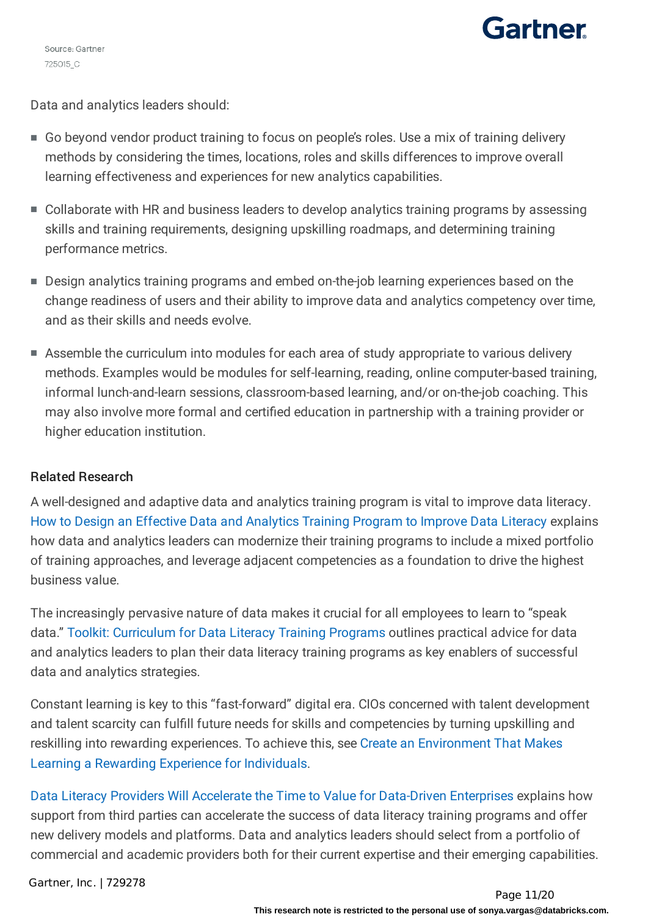Source: Gartner
725015_C

Data and analytics leaders should:

- Go beyond vendor product training to focus on people's roles. Use a mix of training delivery methods by considering the times, locations, roles and skills differences to improve overall learning effectiveness and experiences for new analytics capabilities.
- Collaborate with HR and business leaders to develop analytics training programs by assessing skills and training requirements, designing upskilling roadmaps, and determining training performance metrics.
- Design analytics training programs and embed on-the-job learning experiences based on the change readiness of users and their ability to improve data and analytics competency over time, and as their skills and needs evolve.
- Assemble the curriculum into modules for each area of study appropriate to various delivery methods. Examples would be modules for self-learning, reading, online computer-based training, informal lunch-and-learn sessions, classroom-based learning, and/or on-the-job coaching. This may also involve more formal and certified education in partnership with a training provider or higher education institution.

### Related Research

A well-designed and adaptive data and analytics training program is vital to improve data literacy. How to Design an Effective Data and Analytics Training Program to Improve Data Literacy explains how data and analytics leaders can modernize their training programs to include a mixed portfolio of training approaches, and leverage adjacent competencies as a foundation to drive the highest business value.

The increasingly pervasive nature of data makes it crucial for all employees to learn to "speak data." Toolkit: Curriculum for Data Literacy Training Programs outlines practical advice for data and analytics leaders to plan their data literacy training programs as key enablers of successful data and analytics strategies.

Constant learning is key to this "fast-forward" digital era. CIOs concerned with talent development and talent scarcity can fulfill future needs for skills and competencies by turning upskilling and reskilling into rewarding experiences. To achieve this, see Create an Environment That Makes Learning a Rewarding Experience for Individuals.

Data Literacy Providers Will Accelerate the Time to Value for Data-Driven Enterprises explains how support from third parties can accelerate the success of data literacy training programs and offer new delivery models and platforms. Data and analytics leaders should select from a portfolio of commercial and academic providers both for their current expertise and their emerging capabilities.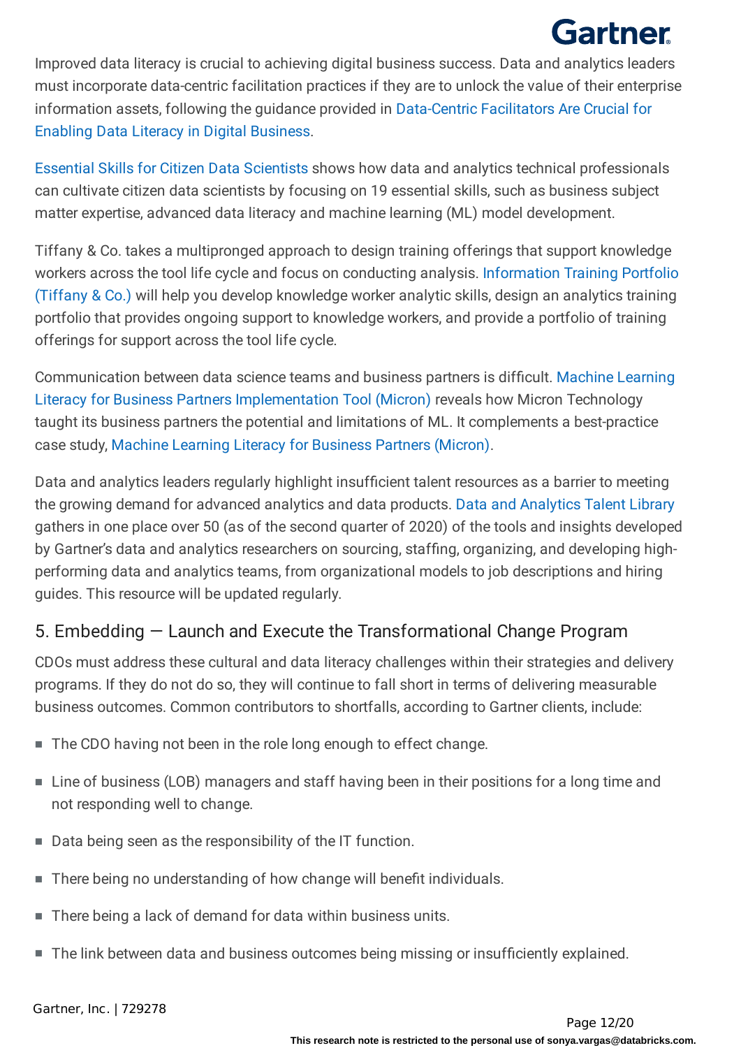Improved data literacy is crucial to achieving digital business success. Data and analytics leaders must incorporate data-centric facilitation practices if they are to unlock the value of their enterprise information assets, following the guidance provided in Data-Centric Facilitators Are Crucial for Enabling Data Literacy in Digital Business.

Essential Skills for Citizen Data Scientists shows how data and analytics technical professionals can cultivate citizen data scientists by focusing on 19 essential skills, such as business subject matter expertise, advanced data literacy and machine learning (ML) model development.

Tiffany & Co. takes a multipronged approach to design training offerings that support knowledge workers across the tool life cycle and focus on conducting analysis. Information Training Portfolio (Tiffany & Co.) will help you develop knowledge worker analytic skills, design an analytics training portfolio that provides ongoing support to knowledge workers, and provide a portfolio of training offerings for support across the tool life cycle.

Communication between data science teams and business partners is difficult. Machine Learning Literacy for Business Partners Implementation Tool (Micron) reveals how Micron Technology taught its business partners the potential and limitations of ML. It complements a best-practice case study, Machine Learning Literacy for Business Partners (Micron).

Data and analytics leaders regularly highlight insufficient talent resources as a barrier to meeting the growing demand for advanced analytics and data products. Data and Analytics Talent Library gathers in one place over 50 (as of the second quarter of 2020) of the tools and insights developed by Gartner's data and analytics researchers on sourcing, staffing, organizing, and developing high-performing data and analytics teams, from organizational models to job descriptions and hiring guides. This resource will be updated regularly.

## 5. Embedding — Launch and Execute the Transformational Change Program

CDOs must address these cultural and data literacy challenges within their strategies and delivery programs. If they do not do so, they will continue to fall short in terms of delivering measurable business outcomes. Common contributors to shortfalls, according to Gartner clients, include:

- The CDO having not been in the role long enough to effect change.
- Line of business (LOB) managers and staff having been in their positions for a long time and not responding well to change.
- Data being seen as the responsibility of the IT function.
- There being no understanding of how change will benefit individuals.
- There being a lack of demand for data within business units.
- The link between data and business outcomes being missing or insufficiently explained.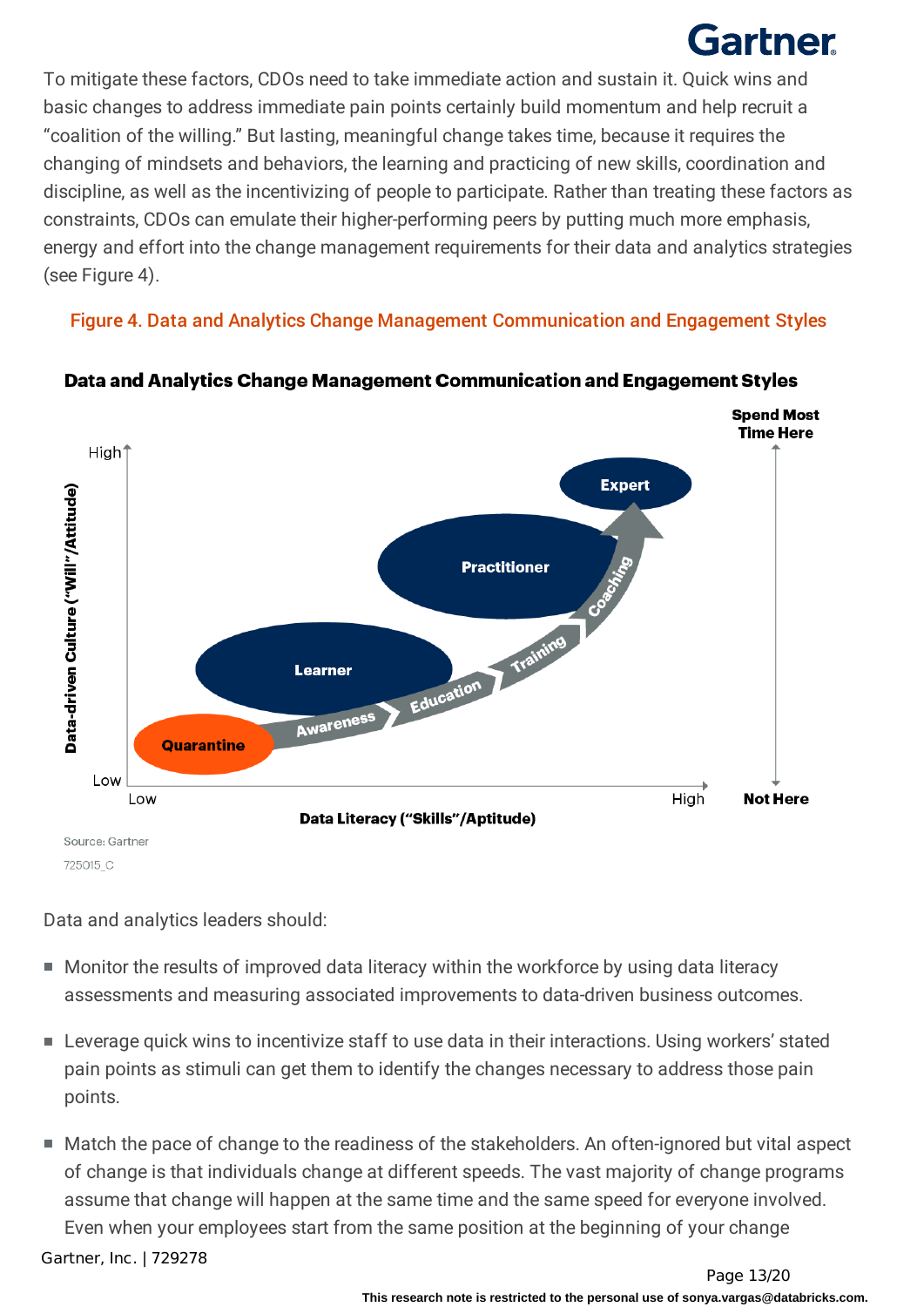To mitigate these factors, CDOs need to take immediate action and sustain it. Quick wins and basic changes to address immediate pain points certainly build momentum and help recruit a "coalition of the willing." But lasting, meaningful change takes time, because it requires the changing of mindsets and behaviors, the learning and practicing of new skills, coordination and discipline, as well as the incentivizing of people to participate. Rather than treating these factors as constraints, CDOs can emulate their higher-performing peers by putting much more emphasis, energy and effort into the change management requirements for their data and analytics strategies (see Figure 4).

Figure 4. Data and Analytics Change Management Communication and Engagement Styles

**Data and Analytics Change Management Communication and Engagement Styles**

Data-driven Culture ("Will"/Attitude): Low – High

Data Literacy ("Skills"/Aptitude): Low – High

Quarantine → Awareness → Learner → Education → Training → Practitioner → Coaching → Expert

Spend Most Time Here ↔ Not Here

Source: Gartner

725015_C

Data and analytics leaders should:

- Monitor the results of improved data literacy within the workforce by using data literacy assessments and measuring associated improvements to data-driven business outcomes.
- Leverage quick wins to incentivize staff to use data in their interactions. Using workers' stated pain points as stimuli can get them to identify the changes necessary to address those pain points.
- Match the pace of change to the readiness of the stakeholders. An often-ignored but vital aspect of change is that individuals change at different speeds. The vast majority of change programs assume that change will happen at the same time and the same speed for everyone involved. Even when your employees start from the same position at the beginning of your change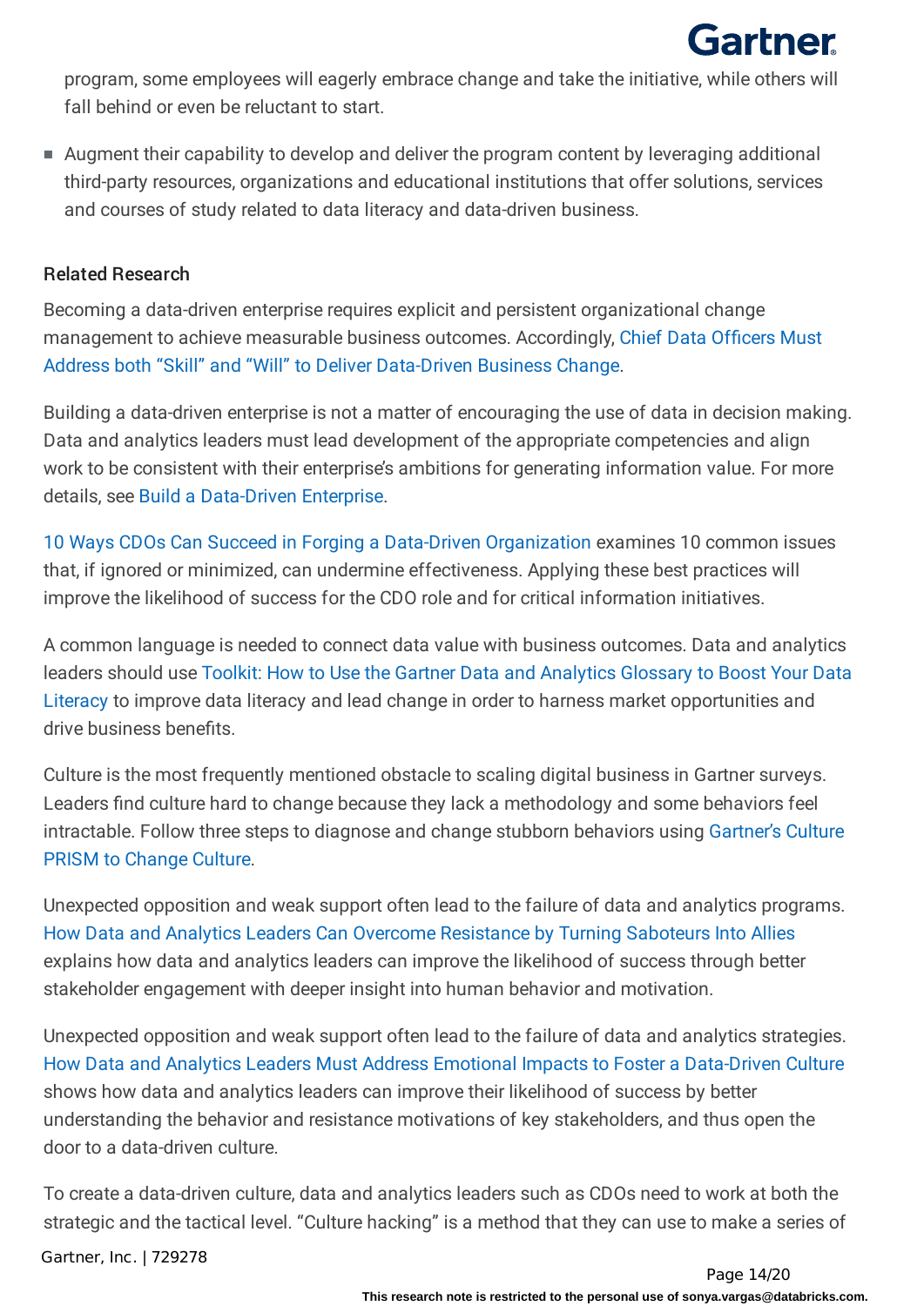program, some employees will eagerly embrace change and take the initiative, while others will fall behind or even be reluctant to start.

- Augment their capability to develop and deliver the program content by leveraging additional third-party resources, organizations and educational institutions that offer solutions, services and courses of study related to data literacy and data-driven business.

### Related Research

Becoming a data-driven enterprise requires explicit and persistent organizational change management to achieve measurable business outcomes. Accordingly, Chief Data Officers Must Address both "Skill" and "Will" to Deliver Data-Driven Business Change.

Building a data-driven enterprise is not a matter of encouraging the use of data in decision making. Data and analytics leaders must lead development of the appropriate competencies and align work to be consistent with their enterprise's ambitions for generating information value. For more details, see Build a Data-Driven Enterprise.

10 Ways CDOs Can Succeed in Forging a Data-Driven Organization examines 10 common issues that, if ignored or minimized, can undermine effectiveness. Applying these best practices will improve the likelihood of success for the CDO role and for critical information initiatives.

A common language is needed to connect data value with business outcomes. Data and analytics leaders should use Toolkit: How to Use the Gartner Data and Analytics Glossary to Boost Your Data Literacy to improve data literacy and lead change in order to harness market opportunities and drive business benefits.

Culture is the most frequently mentioned obstacle to scaling digital business in Gartner surveys. Leaders find culture hard to change because they lack a methodology and some behaviors feel intractable. Follow three steps to diagnose and change stubborn behaviors using Gartner's Culture PRISM to Change Culture.

Unexpected opposition and weak support often lead to the failure of data and analytics programs. How Data and Analytics Leaders Can Overcome Resistance by Turning Saboteurs Into Allies explains how data and analytics leaders can improve the likelihood of success through better stakeholder engagement with deeper insight into human behavior and motivation.

Unexpected opposition and weak support often lead to the failure of data and analytics strategies. How Data and Analytics Leaders Must Address Emotional Impacts to Foster a Data-Driven Culture shows how data and analytics leaders can improve their likelihood of success by better understanding the behavior and resistance motivations of key stakeholders, and thus open the door to a data-driven culture.

To create a data-driven culture, data and analytics leaders such as CDOs need to work at both the strategic and the tactical level. "Culture hacking" is a method that they can use to make a series of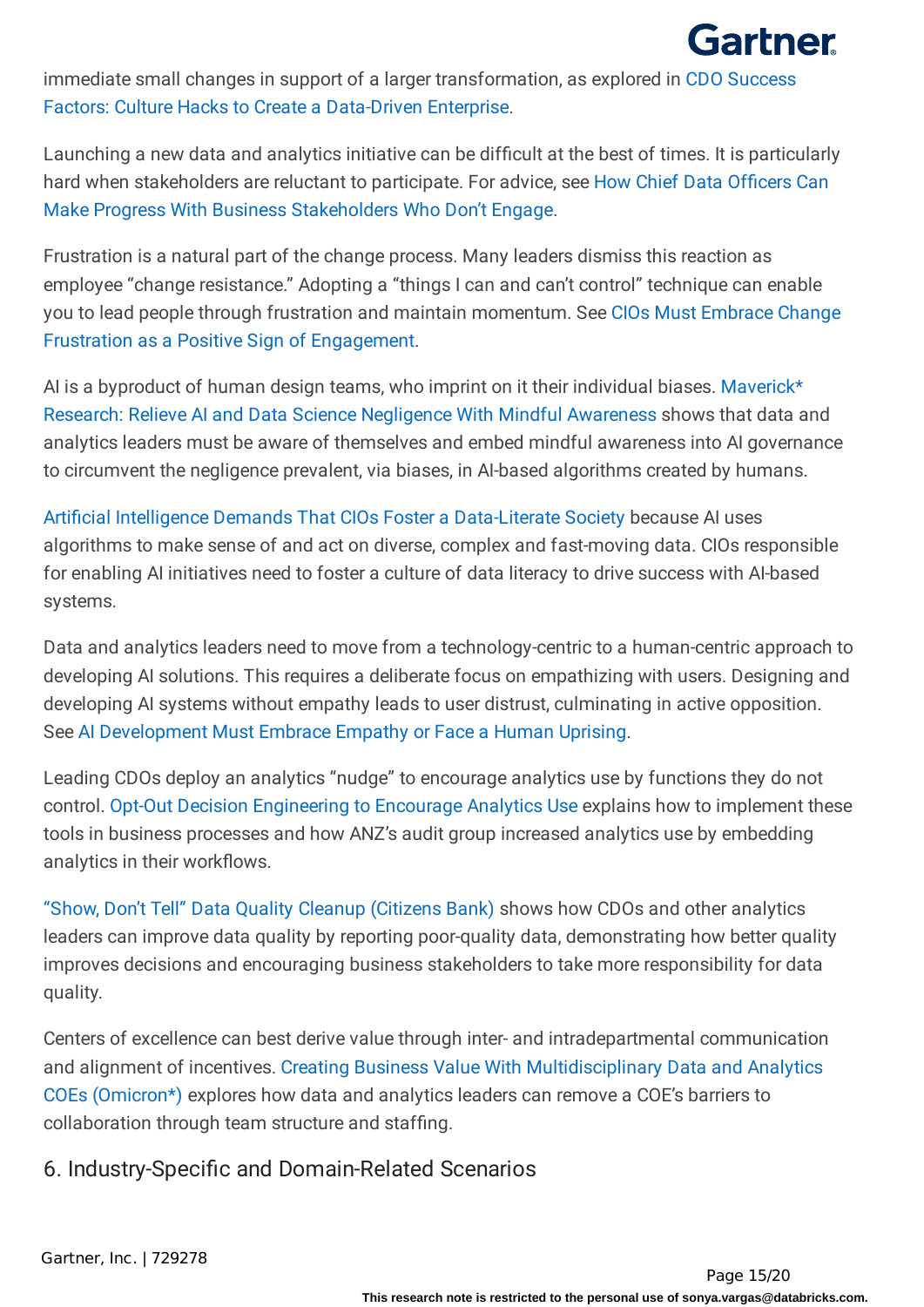immediate small changes in support of a larger transformation, as explored in CDO Success Factors: Culture Hacks to Create a Data-Driven Enterprise.

Launching a new data and analytics initiative can be difficult at the best of times. It is particularly hard when stakeholders are reluctant to participate. For advice, see How Chief Data Officers Can Make Progress With Business Stakeholders Who Don't Engage.

Frustration is a natural part of the change process. Many leaders dismiss this reaction as employee "change resistance." Adopting a "things I can and can't control" technique can enable you to lead people through frustration and maintain momentum. See CIOs Must Embrace Change Frustration as a Positive Sign of Engagement.

AI is a byproduct of human design teams, who imprint on it their individual biases. Maverick* Research: Relieve AI and Data Science Negligence With Mindful Awareness shows that data and analytics leaders must be aware of themselves and embed mindful awareness into AI governance to circumvent the negligence prevalent, via biases, in AI-based algorithms created by humans.

Artificial Intelligence Demands That CIOs Foster a Data-Literate Society because AI uses algorithms to make sense of and act on diverse, complex and fast-moving data. CIOs responsible for enabling AI initiatives need to foster a culture of data literacy to drive success with AI-based systems.

Data and analytics leaders need to move from a technology-centric to a human-centric approach to developing AI solutions. This requires a deliberate focus on empathizing with users. Designing and developing AI systems without empathy leads to user distrust, culminating in active opposition. See AI Development Must Embrace Empathy or Face a Human Uprising.

Leading CDOs deploy an analytics "nudge" to encourage analytics use by functions they do not control. Opt-Out Decision Engineering to Encourage Analytics Use explains how to implement these tools in business processes and how ANZ's audit group increased analytics use by embedding analytics in their workflows.

"Show, Don't Tell" Data Quality Cleanup (Citizens Bank) shows how CDOs and other analytics leaders can improve data quality by reporting poor-quality data, demonstrating how better quality improves decisions and encouraging business stakeholders to take more responsibility for data quality.

Centers of excellence can best derive value through inter- and intradepartmental communication and alignment of incentives. Creating Business Value With Multidisciplinary Data and Analytics COEs (Omicron*) explores how data and analytics leaders can remove a COE's barriers to collaboration through team structure and staffing.

## 6. Industry-Specific and Domain-Related Scenarios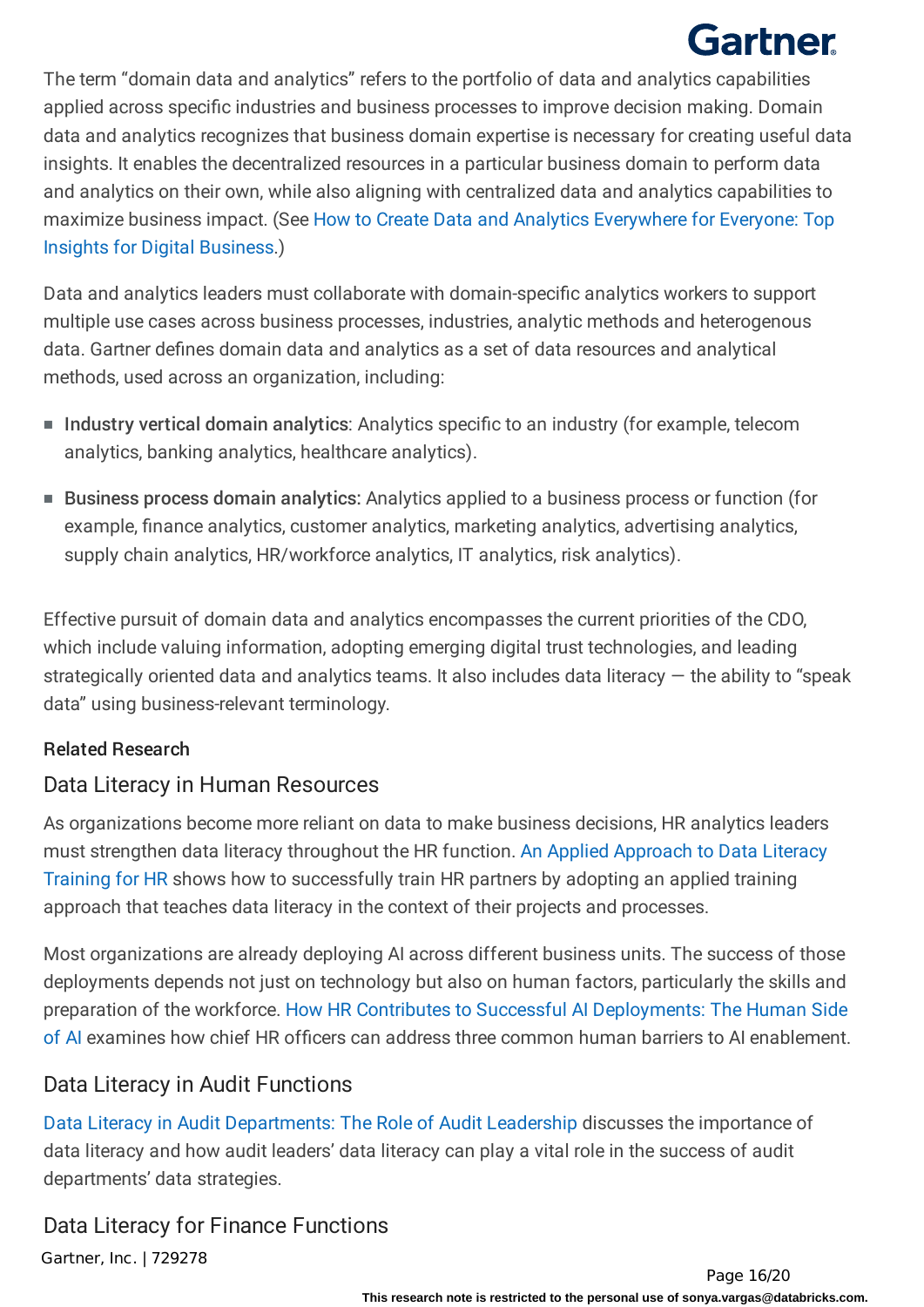The term "domain data and analytics" refers to the portfolio of data and analytics capabilities applied across specific industries and business processes to improve decision making. Domain data and analytics recognizes that business domain expertise is necessary for creating useful data insights. It enables the decentralized resources in a particular business domain to perform data and analytics on their own, while also aligning with centralized data and analytics capabilities to maximize business impact. (See How to Create Data and Analytics Everywhere for Everyone: Top Insights for Digital Business.)

Data and analytics leaders must collaborate with domain-specific analytics workers to support multiple use cases across business processes, industries, analytic methods and heterogenous data. Gartner defines domain data and analytics as a set of data resources and analytical methods, used across an organization, including:

- **Industry vertical domain analytics**: Analytics specific to an industry (for example, telecom analytics, banking analytics, healthcare analytics).
- **Business process domain analytics:** Analytics applied to a business process or function (for example, finance analytics, customer analytics, marketing analytics, advertising analytics, supply chain analytics, HR/workforce analytics, IT analytics, risk analytics).

Effective pursuit of domain data and analytics encompasses the current priorities of the CDO, which include valuing information, adopting emerging digital trust technologies, and leading strategically oriented data and analytics teams. It also includes data literacy — the ability to "speak data" using business-relevant terminology.

#### Related Research

### Data Literacy in Human Resources

As organizations become more reliant on data to make business decisions, HR analytics leaders must strengthen data literacy throughout the HR function. An Applied Approach to Data Literacy Training for HR shows how to successfully train HR partners by adopting an applied training approach that teaches data literacy in the context of their projects and processes.

Most organizations are already deploying AI across different business units. The success of those deployments depends not just on technology but also on human factors, particularly the skills and preparation of the workforce. How HR Contributes to Successful AI Deployments: The Human Side of AI examines how chief HR officers can address three common human barriers to AI enablement.

### Data Literacy in Audit Functions

Data Literacy in Audit Departments: The Role of Audit Leadership discusses the importance of data literacy and how audit leaders' data literacy can play a vital role in the success of audit departments' data strategies.

### Data Literacy for Finance Functions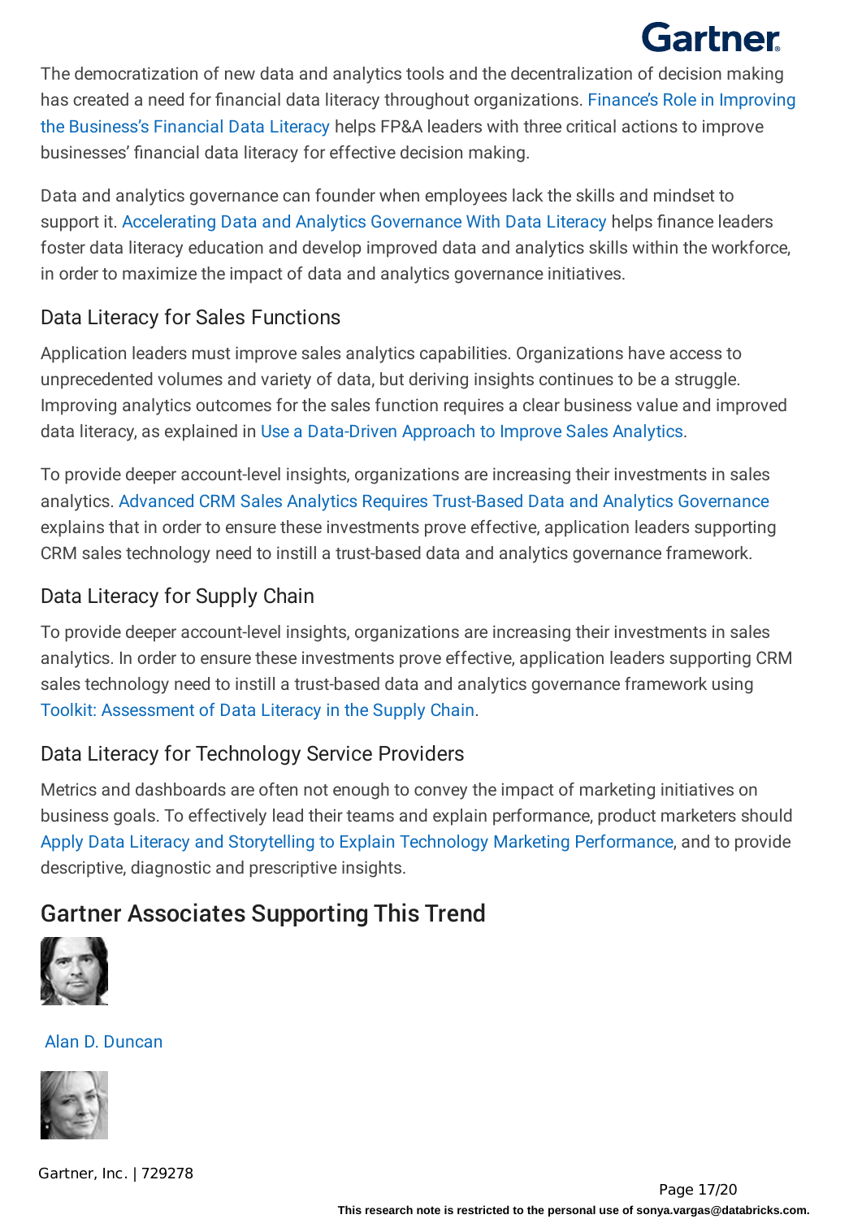The democratization of new data and analytics tools and the decentralization of decision making has created a need for financial data literacy throughout organizations. Finance's Role in Improving the Business's Financial Data Literacy helps FP&A leaders with three critical actions to improve businesses' financial data literacy for effective decision making.

Data and analytics governance can founder when employees lack the skills and mindset to support it. Accelerating Data and Analytics Governance With Data Literacy helps finance leaders foster data literacy education and develop improved data and analytics skills within the workforce, in order to maximize the impact of data and analytics governance initiatives.

### Data Literacy for Sales Functions

Application leaders must improve sales analytics capabilities. Organizations have access to unprecedented volumes and variety of data, but deriving insights continues to be a struggle. Improving analytics outcomes for the sales function requires a clear business value and improved data literacy, as explained in Use a Data-Driven Approach to Improve Sales Analytics.

To provide deeper account-level insights, organizations are increasing their investments in sales analytics. Advanced CRM Sales Analytics Requires Trust-Based Data and Analytics Governance explains that in order to ensure these investments prove effective, application leaders supporting CRM sales technology need to instill a trust-based data and analytics governance framework.

### Data Literacy for Supply Chain

To provide deeper account-level insights, organizations are increasing their investments in sales analytics. In order to ensure these investments prove effective, application leaders supporting CRM sales technology need to instill a trust-based data and analytics governance framework using Toolkit: Assessment of Data Literacy in the Supply Chain.

### Data Literacy for Technology Service Providers

Metrics and dashboards are often not enough to convey the impact of marketing initiatives on business goals. To effectively lead their teams and explain performance, product marketers should Apply Data Literacy and Storytelling to Explain Technology Marketing Performance, and to provide descriptive, diagnostic and prescriptive insights.

## Gartner Associates Supporting This Trend

Alan D. Duncan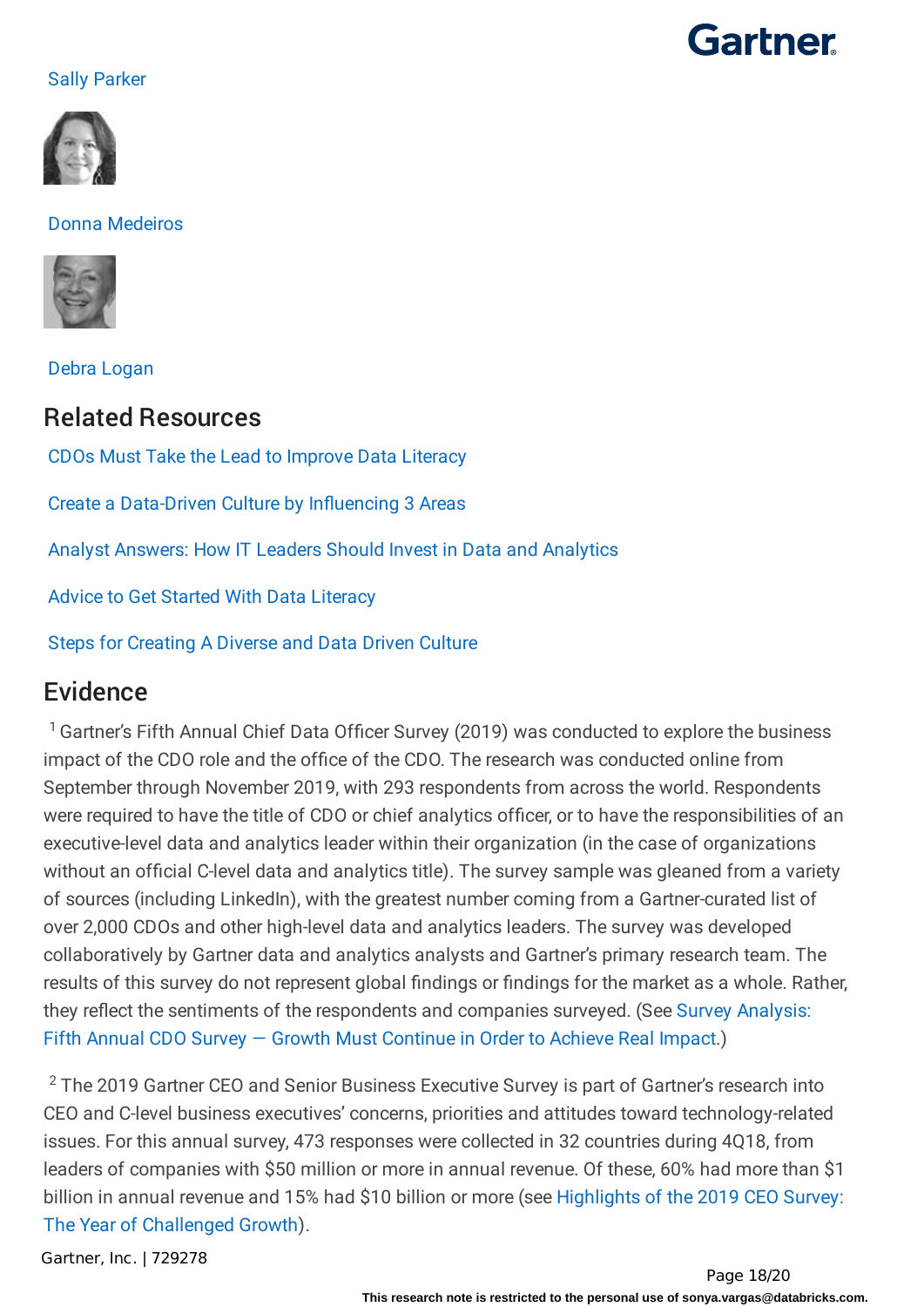Sally Parker

Donna Medeiros

Debra Logan

## Related Resources

CDOs Must Take the Lead to Improve Data Literacy

Create a Data-Driven Culture by Influencing 3 Areas

Analyst Answers: How IT Leaders Should Invest in Data and Analytics

Advice to Get Started With Data Literacy

Steps for Creating A Diverse and Data Driven Culture

## Evidence

[1] Gartner's Fifth Annual Chief Data Officer Survey (2019) was conducted to explore the business impact of the CDO role and the office of the CDO. The research was conducted online from September through November 2019, with 293 respondents from across the world. Respondents were required to have the title of CDO or chief analytics officer, or to have the responsibilities of an executive-level data and analytics leader within their organization (in the case of organizations without an official C-level data and analytics title). The survey sample was gleaned from a variety of sources (including LinkedIn), with the greatest number coming from a Gartner-curated list of over 2,000 CDOs and other high-level data and analytics leaders. The survey was developed collaboratively by Gartner data and analytics analysts and Gartner's primary research team. The results of this survey do not represent global findings or findings for the market as a whole. Rather, they reflect the sentiments of the respondents and companies surveyed. (See Survey Analysis: Fifth Annual CDO Survey — Growth Must Continue in Order to Achieve Real Impact.)

[2] The 2019 Gartner CEO and Senior Business Executive Survey is part of Gartner's research into CEO and C-level business executives' concerns, priorities and attitudes toward technology-related issues. For this annual survey, 473 responses were collected in 32 countries during 4Q18, from leaders of companies with $50 million or more in annual revenue. Of these, 60% had more than $1 billion in annual revenue and 15% had $10 billion or more (see Highlights of the 2019 CEO Survey: The Year of Challenged Growth).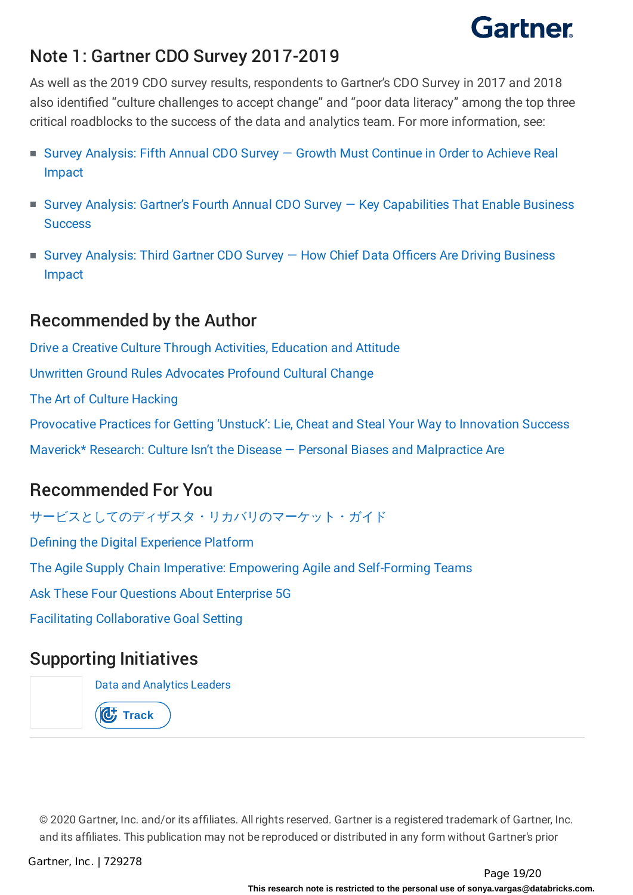## Note 1: Gartner CDO Survey 2017-2019

As well as the 2019 CDO survey results, respondents to Gartner's CDO Survey in 2017 and 2018 also identified "culture challenges to accept change" and "poor data literacy" among the top three critical roadblocks to the success of the data and analytics team. For more information, see:

- Survey Analysis: Fifth Annual CDO Survey — Growth Must Continue in Order to Achieve Real Impact
- Survey Analysis: Gartner's Fourth Annual CDO Survey — Key Capabilities That Enable Business Success
- Survey Analysis: Third Gartner CDO Survey — How Chief Data Officers Are Driving Business Impact

## Recommended by the Author

Drive a Creative Culture Through Activities, Education and Attitude

Unwritten Ground Rules Advocates Profound Cultural Change

The Art of Culture Hacking

Provocative Practices for Getting 'Unstuck': Lie, Cheat and Steal Your Way to Innovation Success

Maverick* Research: Culture Isn't the Disease — Personal Biases and Malpractice Are

## Recommended For You

サービスとしてのディザスタ・リカバリのマーケット・ガイド

Defining the Digital Experience Platform

The Agile Supply Chain Imperative: Empowering Agile and Self-Forming Teams

Ask These Four Questions About Enterprise 5G

Facilitating Collaborative Goal Setting

## Supporting Initiatives

Data and Analytics Leaders

Track

© 2020 Gartner, Inc. and/or its affiliates. All rights reserved. Gartner is a registered trademark of Gartner, Inc. and its affiliates. This publication may not be reproduced or distributed in any form without Gartner's prior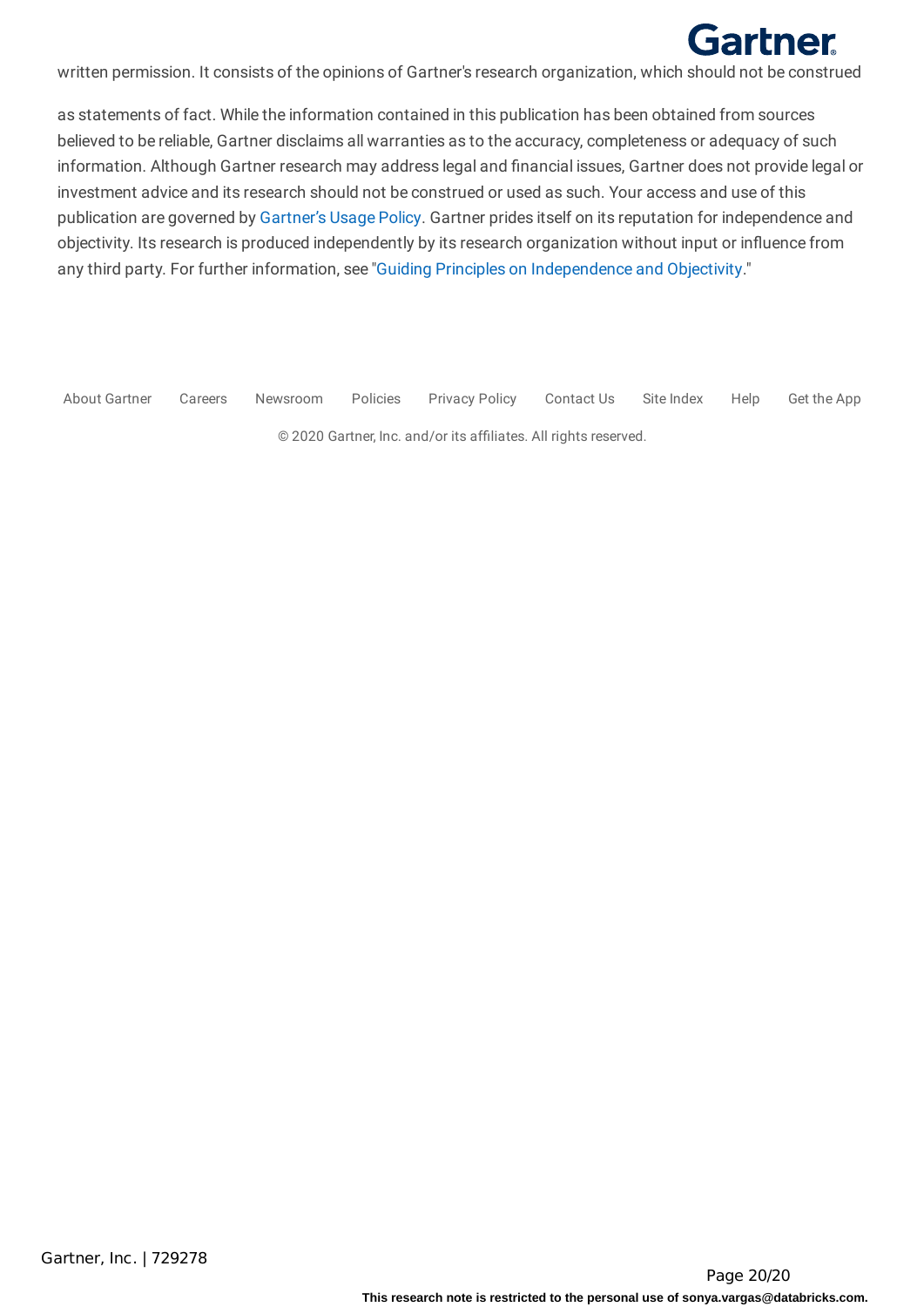written permission. It consists of the opinions of Gartner's research organization, which should not be construed

as statements of fact. While the information contained in this publication has been obtained from sources believed to be reliable, Gartner disclaims all warranties as to the accuracy, completeness or adequacy of such information. Although Gartner research may address legal and financial issues, Gartner does not provide legal or investment advice and its research should not be construed or used as such. Your access and use of this publication are governed by Gartner's Usage Policy. Gartner prides itself on its reputation for independence and objectivity. Its research is produced independently by its research organization without input or influence from any third party. For further information, see "Guiding Principles on Independence and Objectivity."

About Gartner Careers Newsroom Policies Privacy Policy Contact Us Site Index Help Get the App

© 2020 Gartner, Inc. and/or its affiliates. All rights reserved.